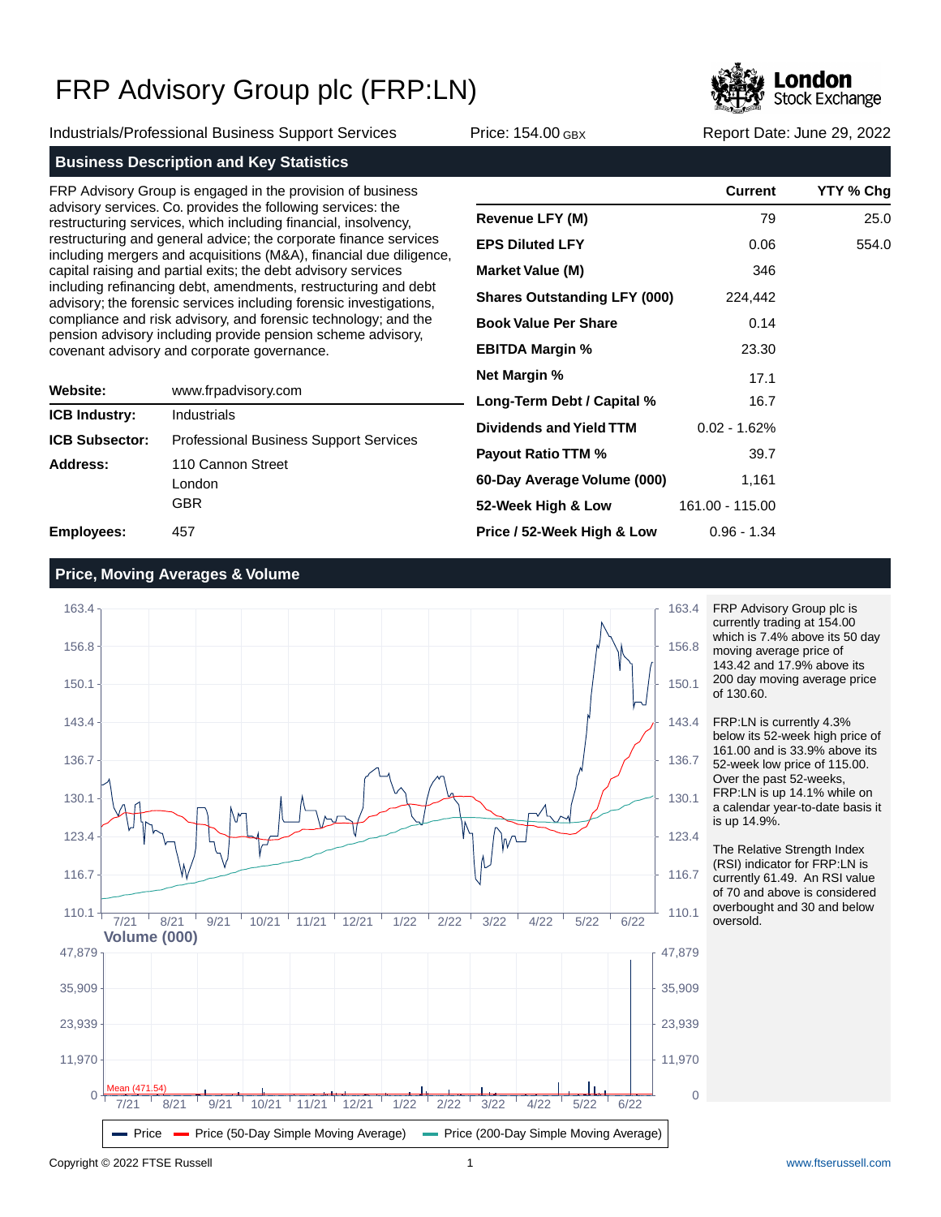# FRP Advisory Group plc (FRP:LN)

Industrials/Professional Business Support Services | Price: 154.00 GBX | Report Date: June 29, 2022

## Business Description and Key Statistics

FRP Advisory Group is engaged in the provision of business advisory services. Co. provides the following services: the restructuring services, which including financial, insolvency, restructuring and general advice; the corporate finance services including mergers and acquisitions (M&A), financial due diligence, capital raising and partial exits; the debt advisory services including refinancing debt, amendments, restructuring and debt advisory; the forensic services including forensic investigations, compliance and risk advisory, and forensic technology; and the pension advisory including provide pension scheme advisory, covenant advisory and corporate governance.

| | |
|---|---|
| **Website:** | www.frpadvisory.com |
| **ICB Industry:** | Industrials |
| **ICB Subsector:** | Professional Business Support Services |
| **Address:** | 110 Cannon Street<br>London<br>GBR |
| **Employees:** | 457 |

| | Current | YTY % Chg |
|---|---|---|
| **Revenue LFY (M)** | 79 | 25.0 |
| **EPS Diluted LFY** | 0.06 | 554.0 |
| **Market Value (M)** | 346 | |
| **Shares Outstanding LFY (000)** | 224,442 | |
| **Book Value Per Share** | 0.14 | |
| **EBITDA Margin %** | 23.30 | |
| **Net Margin %** | 17.1 | |
| **Long-Term Debt / Capital %** | 16.7 | |
| **Dividends and Yield TTM** | 0.02 - 1.62% | |
| **Payout Ratio TTM %** | 39.7 | |
| **60-Day Average Volume (000)** | 1,161 | |
| **52-Week High & Low** | 161.00 - 115.00 | |
| **Price / 52-Week High & Low** | 0.96 - 1.34 | |

## Price, Moving Averages & Volume

FRP Advisory Group plc is currently trading at 154.00 which is 7.4% above its 50 day moving average price of 143.42 and 17.9% above its 200 day moving average price of 130.60.

FRP:LN is currently 4.3% below its 52-week high price of 161.00 and is 33.9% above its 52-week low price of 115.00. Over the past 52-weeks, FRP:LN is up 14.1% while on a calendar year-to-date basis it is up 14.9%.

The Relative Strength Index (RSI) indicator for FRP:LN is currently 61.49. An RSI value of 70 and above is considered overbought and 30 and below oversold.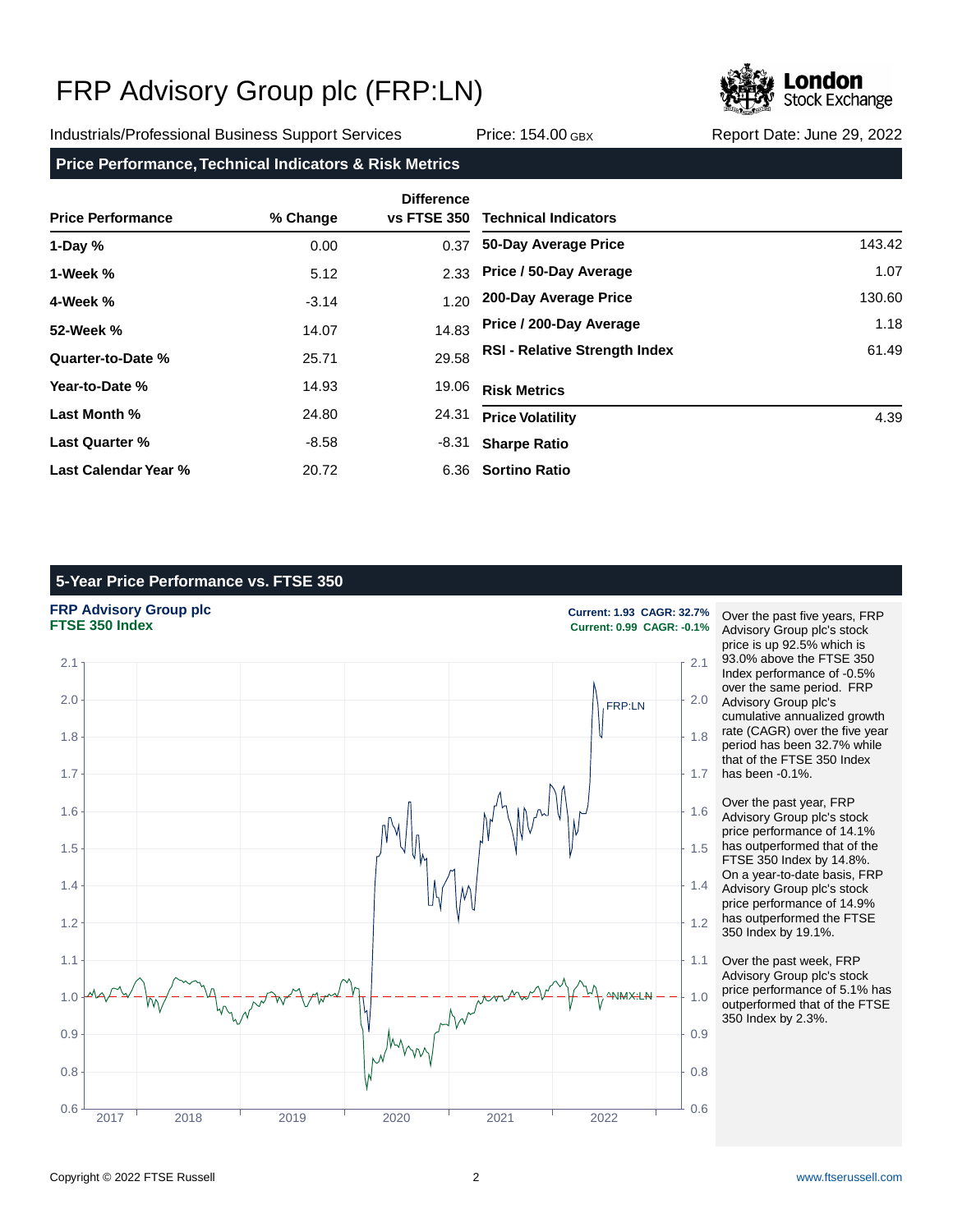# FRP Advisory Group plc (FRP:LN)

Industrials/Professional Business Support Services | Price: 154.00 GBX | Report Date: June 29, 2022

## Price Performance, Technical Indicators & Risk Metrics

| Price Performance | % Change | Difference vs FTSE 350 |
|---|---|---|
| 1-Day % | 0.00 | 0.37 |
| 1-Week % | 5.12 | 2.33 |
| 4-Week % | -3.14 | 1.20 |
| 52-Week % | 14.07 | 14.83 |
| Quarter-to-Date % | 25.71 | 29.58 |
| Year-to-Date % | 14.93 | 19.06 |
| Last Month % | 24.80 | 24.31 |
| Last Quarter % | -8.58 | -8.31 |
| Last Calendar Year % | 20.72 | 6.36 |

| Technical Indicators | |
|---|---|
| 50-Day Average Price | 143.42 |
| Price / 50-Day Average | 1.07 |
| 200-Day Average Price | 130.60 |
| Price / 200-Day Average | 1.18 |
| RSI - Relative Strength Index | 61.49 |

| Risk Metrics | |
|---|---|
| Price Volatility | 4.39 |
| Sharpe Ratio | |
| Sortino Ratio | |

## 5-Year Price Performance vs. FTSE 350

**FRP Advisory Group plc** — Current: 1.93 CAGR: 32.7%

**FTSE 350 Index** — Current: 0.99 CAGR: -0.1%

Over the past five years, FRP Advisory Group plc's stock price is up 92.5% which is 93.0% above the FTSE 350 Index performance of -0.5% over the same period. FRP Advisory Group plc's cumulative annualized growth rate (CAGR) over the five year period has been 32.7% while that of the FTSE 350 Index has been -0.1%.

Over the past year, FRP Advisory Group plc's stock price performance of 14.1% has outperformed that of the FTSE 350 Index by 14.8%. On a year-to-date basis, FRP Advisory Group plc's stock price performance of 14.9% has outperformed the FTSE 350 Index by 19.1%.

Over the past week, FRP Advisory Group plc's stock price performance of 5.1% has outperformed that of the FTSE 350 Index by 2.3%.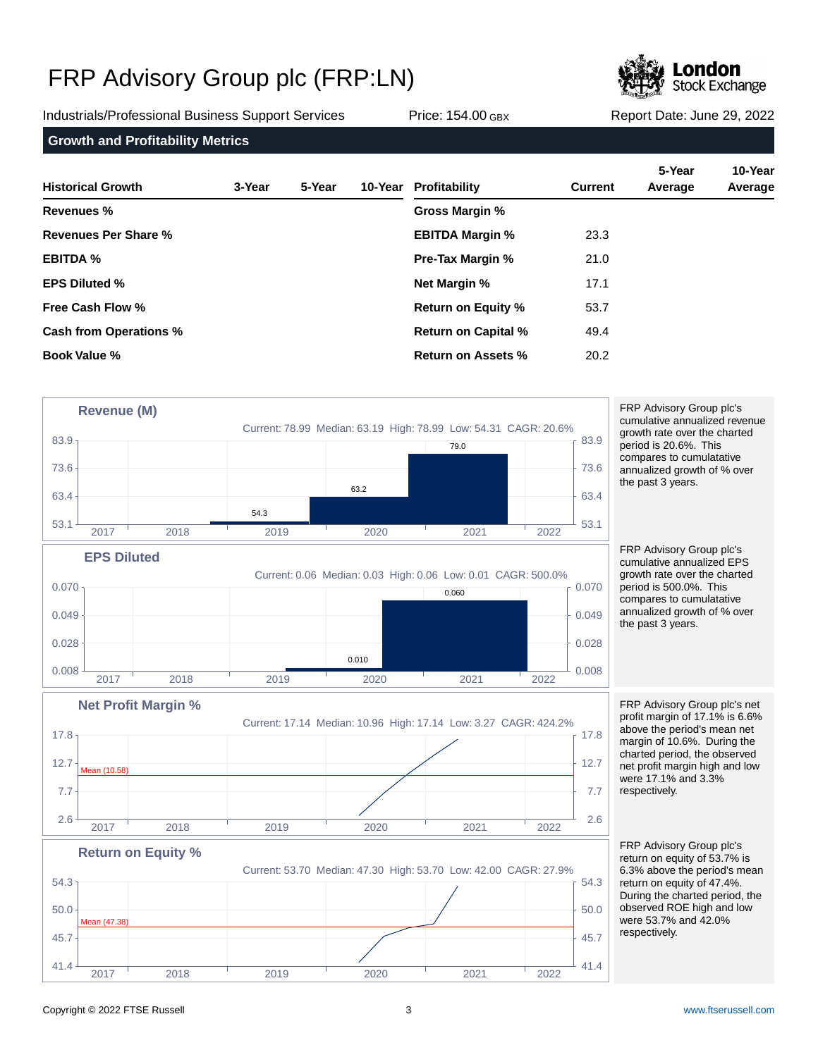# FRP Advisory Group plc (FRP:LN)

Industrials/Professional Business Support Services | Price: 154.00 GBX | Report Date: June 29, 2022

## Growth and Profitability Metrics

| Historical Growth | 3-Year | 5-Year | 10-Year |
|---|---|---|---|
| Revenues % | | | |
| Revenues Per Share % | | | |
| EBITDA % | | | |
| EPS Diluted % | | | |
| Free Cash Flow % | | | |
| Cash from Operations % | | | |
| Book Value % | | | |

| Profitability | Current | 5-Year Average | 10-Year Average |
|---|---|---|---|
| Gross Margin % | | | |
| EBITDA Margin % | 23.3 | | |
| Pre-Tax Margin % | 21.0 | | |
| Net Margin % | 17.1 | | |
| Return on Equity % | 53.7 | | |
| Return on Capital % | 49.4 | | |
| Return on Assets % | 20.2 | | |

### Revenue (M)

Current: 78.99 Median: 63.19 High: 78.99 Low: 54.31 CAGR: 20.6%

| 2019 | 2020 | 2021 |
|---|---|---|
| 54.3 | 63.2 | 79.0 |

FRP Advisory Group plc's cumulative annualized revenue growth rate over the charted period is 20.6%. This compares to cumulatative annualized growth of % over the past 3 years.

### EPS Diluted

Current: 0.06 Median: 0.03 High: 0.06 Low: 0.01 CAGR: 500.0%

| 2020 | 2021 |
|---|---|
| 0.010 | 0.060 |

FRP Advisory Group plc's cumulative annualized EPS growth rate over the charted period is 500.0%. This compares to cumulatative annualized growth of % over the past 3 years.

### Net Profit Margin %

Current: 17.14 Median: 10.96 High: 17.14 Low: 3.27 CAGR: 424.2%

Mean (10.58)

FRP Advisory Group plc's net profit margin of 17.1% is 6.6% above the period's mean net margin of 10.6%. During the charted period, the observed net profit margin high and low were 17.1% and 3.3% respectively.

### Return on Equity %

Current: 53.70 Median: 47.30 High: 53.70 Low: 42.00 CAGR: 27.9%

Mean (47.38)

FRP Advisory Group plc's return on equity of 53.7% is 6.3% above the period's mean return on equity of 47.4%. During the charted period, the observed ROE high and low were 53.7% and 42.0% respectively.

Copyright © 2022 FTSE Russell | www.ftserussell.com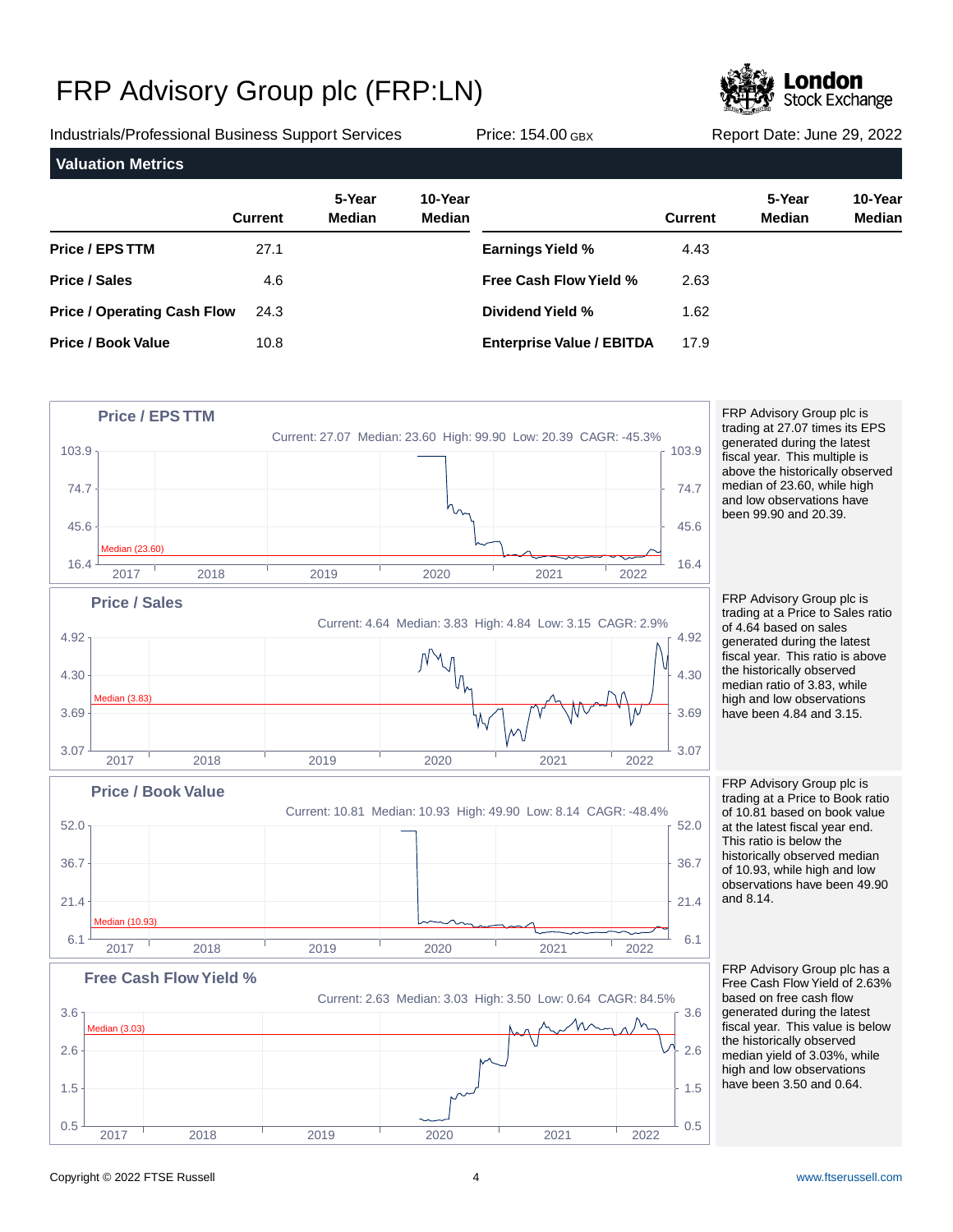# FRP Advisory Group plc (FRP:LN)

Industrials/Professional Business Support Services | Price: 154.00 GBX | Report Date: June 29, 2022

## Valuation Metrics

| | Current | 5-Year Median | 10-Year Median | | Current | 5-Year Median | 10-Year Median |
|---|---|---|---|---|---|---|---|
| **Price / EPS TTM** | 27.1 | | | **Earnings Yield %** | 4.43 | | |
| **Price / Sales** | 4.6 | | | **Free Cash Flow Yield %** | 2.63 | | |
| **Price / Operating Cash Flow** | 24.3 | | | **Dividend Yield %** | 1.62 | | |
| **Price / Book Value** | 10.8 | | | **Enterprise Value / EBITDA** | 17.9 | | |

### Price / EPS TTM

Current: 27.07 Median: 23.60 High: 99.90 Low: 20.39 CAGR: -45.3%

FRP Advisory Group plc is trading at 27.07 times its EPS generated during the latest fiscal year. This multiple is above the historically observed median of 23.60, while high and low observations have been 99.90 and 20.39.

### Price / Sales

Current: 4.64 Median: 3.83 High: 4.84 Low: 3.15 CAGR: 2.9%

FRP Advisory Group plc is trading at a Price to Sales ratio of 4.64 based on sales generated during the latest fiscal year. This ratio is above the historically observed median ratio of 3.83, while high and low observations have been 4.84 and 3.15.

### Price / Book Value

Current: 10.81 Median: 10.93 High: 49.90 Low: 8.14 CAGR: -48.4%

FRP Advisory Group plc is trading at a Price to Book ratio of 10.81 based on book value at the latest fiscal year end. This ratio is below the historically observed median of 10.93, while high and low observations have been 49.90 and 8.14.

### Free Cash Flow Yield %

Current: 2.63 Median: 3.03 High: 3.50 Low: 0.64 CAGR: 84.5%

FRP Advisory Group plc has a Free Cash Flow Yield of 2.63% based on free cash flow generated during the latest fiscal year. This value is below the historically observed median yield of 3.03%, while high and low observations have been 3.50 and 0.64.

Copyright © 2022 FTSE Russell | www.ftserussell.com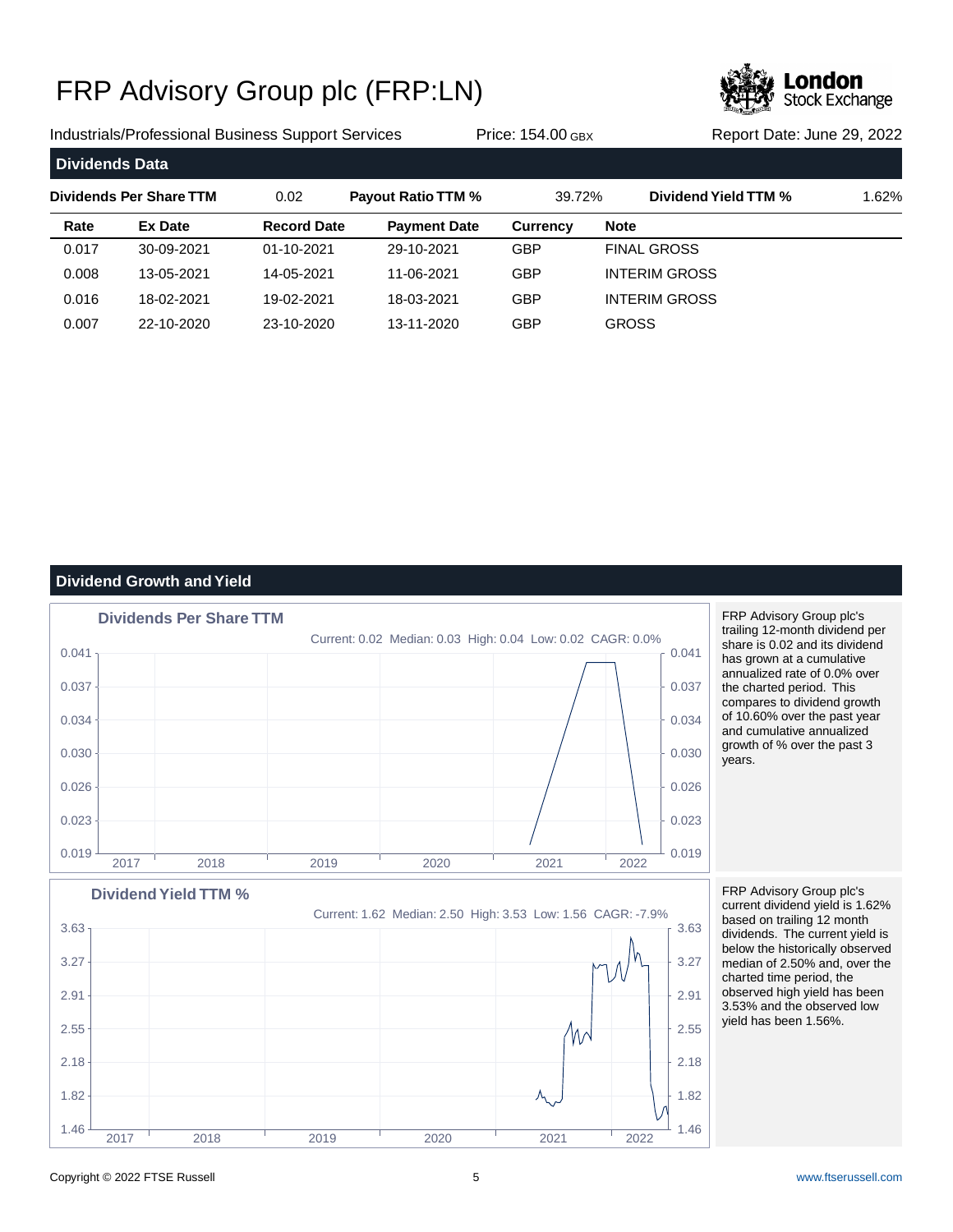# FRP Advisory Group plc (FRP:LN)

Industrials/Professional Business Support Services | Price: 154.00 GBX | Report Date: June 29, 2022

## Dividends Data

| Dividends Per Share TTM | 0.02 | Payout Ratio TTM % | 39.72% | Dividend Yield TTM % | 1.62% |
|---|---|---|---|---|---|

| Rate | Ex Date | Record Date | Payment Date | Currency | Note |
|---|---|---|---|---|---|
| 0.017 | 30-09-2021 | 01-10-2021 | 29-10-2021 | GBP | FINAL GROSS |
| 0.008 | 13-05-2021 | 14-05-2021 | 11-06-2021 | GBP | INTERIM GROSS |
| 0.016 | 18-02-2021 | 19-02-2021 | 18-03-2021 | GBP | INTERIM GROSS |
| 0.007 | 22-10-2020 | 23-10-2020 | 13-11-2020 | GBP | GROSS |

## Dividend Growth and Yield

**Dividends Per Share TTM**

Current: 0.02 Median: 0.03 High: 0.04 Low: 0.02 CAGR: 0.0%

FRP Advisory Group plc's trailing 12-month dividend per share is 0.02 and its dividend has grown at a cumulative annualized rate of 0.0% over the charted period. This compares to dividend growth of 10.60% over the past year and cumulative annualized growth of % over the past 3 years.

**Dividend Yield TTM %**

Current: 1.62 Median: 2.50 High: 3.53 Low: 1.56 CAGR: -7.9%

FRP Advisory Group plc's current dividend yield is 1.62% based on trailing 12 month dividends. The current yield is below the historically observed median of 2.50% and, over the charted time period, the observed high yield has been 3.53% and the observed low yield has been 1.56%.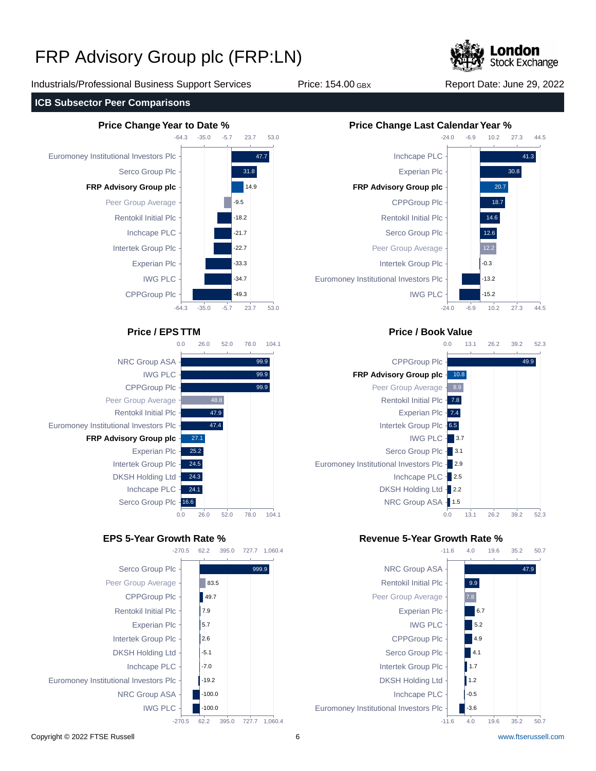# FRP Advisory Group plc (FRP:LN)

Industrials/Professional Business Support Services | Price: 154.00 GBX | Report Date: June 29, 2022

## ICB Subsector Peer Comparisons

### Price Change Year to Date %

| Company | Value |
|---|---|
| Euromoney Institutional Investors Plc | 47.7 |
| Serco Group Plc | 31.8 |
| **FRP Advisory Group plc** | 14.9 |
| Peer Group Average | -9.5 |
| Rentokil Initial Plc | -18.2 |
| Inchcape PLC | -21.7 |
| Intertek Group Plc | -22.7 |
| Experian Plc | -33.3 |
| IWG PLC | -34.7 |
| CPPGroup Plc | -49.3 |

### Price Change Last Calendar Year %

| Company | Value |
|---|---|
| Inchcape PLC | 41.3 |
| Experian Plc | 30.8 |
| **FRP Advisory Group plc** | 20.7 |
| CPPGroup Plc | 18.7 |
| Rentokil Initial Plc | 14.6 |
| Serco Group Plc | 12.6 |
| Peer Group Average | 12.2 |
| Intertek Group Plc | -0.3 |
| Euromoney Institutional Investors Plc | -13.2 |
| IWG PLC | -15.2 |

### Price / EPS TTM

| Company | Value |
|---|---|
| NRC Group ASA | 99.9 |
| IWG PLC | 99.9 |
| CPPGroup Plc | 99.9 |
| Peer Group Average | 48.8 |
| Rentokil Initial Plc | 47.9 |
| Euromoney Institutional Investors Plc | 47.4 |
| **FRP Advisory Group plc** | 27.1 |
| Experian Plc | 25.2 |
| Intertek Group Plc | 24.5 |
| DKSH Holding Ltd | 24.3 |
| Inchcape PLC | 24.1 |
| Serco Group Plc | 16.6 |

### Price / Book Value

| Company | Value |
|---|---|
| CPPGroup Plc | 49.9 |
| **FRP Advisory Group plc** | 10.8 |
| Peer Group Average | 8.9 |
| Rentokil Initial Plc | 7.8 |
| Experian Plc | 7.4 |
| Intertek Group Plc | 6.5 |
| IWG PLC | 3.7 |
| Serco Group Plc | 3.1 |
| Euromoney Institutional Investors Plc | 2.9 |
| Inchcape PLC | 2.5 |
| DKSH Holding Ltd | 2.2 |
| NRC Group ASA | 1.5 |

### EPS 5-Year Growth Rate %

| Company | Value |
|---|---|
| Serco Group Plc | 999.9 |
| Peer Group Average | 83.5 |
| CPPGroup Plc | 49.7 |
| Rentokil Initial Plc | 7.9 |
| Experian Plc | 5.7 |
| Intertek Group Plc | 2.6 |
| DKSH Holding Ltd | -5.1 |
| Inchcape PLC | -7.0 |
| Euromoney Institutional Investors Plc | -19.2 |
| NRC Group ASA | -100.0 |
| IWG PLC | -100.0 |

### Revenue 5-Year Growth Rate %

| Company | Value |
|---|---|
| NRC Group ASA | 47.9 |
| Rentokil Initial Plc | 9.9 |
| Peer Group Average | 7.8 |
| Experian Plc | 6.7 |
| IWG PLC | 5.2 |
| CPPGroup Plc | 4.9 |
| Serco Group Plc | 4.1 |
| Intertek Group Plc | 1.7 |
| DKSH Holding Ltd | 1.2 |
| Inchcape PLC | -0.5 |
| Euromoney Institutional Investors Plc | -3.6 |

Copyright © 2022 FTSE Russell | www.ftserussell.com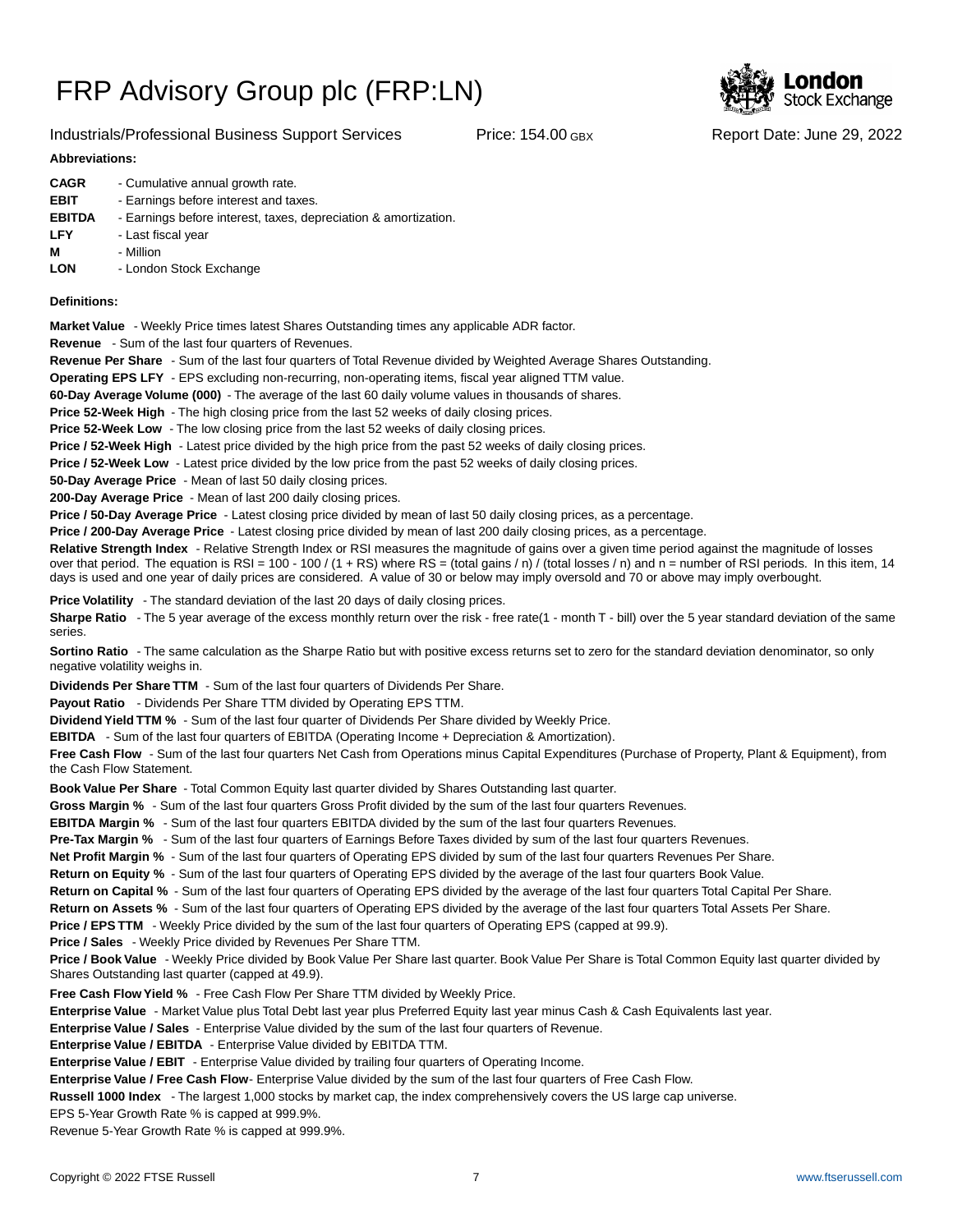# FRP Advisory Group plc (FRP:LN)

Industrials/Professional Business Support Services | Price: 154.00 GBX | Report Date: June 29, 2022

**Abbreviations:**

**CAGR** - Cumulative annual growth rate.
**EBIT** - Earnings before interest and taxes.
**EBITDA** - Earnings before interest, taxes, depreciation & amortization.
**LFY** - Last fiscal year
**M** - Million
**LON** - London Stock Exchange

**Definitions:**

**Market Value** - Weekly Price times latest Shares Outstanding times any applicable ADR factor.
**Revenue** - Sum of the last four quarters of Revenues.
**Revenue Per Share** - Sum of the last four quarters of Total Revenue divided by Weighted Average Shares Outstanding.
**Operating EPS LFY** - EPS excluding non-recurring, non-operating items, fiscal year aligned TTM value.
**60-Day Average Volume (000)** - The average of the last 60 daily volume values in thousands of shares.
**Price 52-Week High** - The high closing price from the last 52 weeks of daily closing prices.
**Price 52-Week Low** - The low closing price from the last 52 weeks of daily closing prices.
**Price / 52-Week High** - Latest price divided by the high price from the past 52 weeks of daily closing prices.
**Price / 52-Week Low** - Latest price divided by the low price from the past 52 weeks of daily closing prices.
**50-Day Average Price** - Mean of last 50 daily closing prices.
**200-Day Average Price** - Mean of last 200 daily closing prices.
**Price / 50-Day Average Price** - Latest closing price divided by mean of last 50 daily closing prices, as a percentage.
**Price / 200-Day Average Price** - Latest closing price divided by mean of last 200 daily closing prices, as a percentage.
**Relative Strength Index** - Relative Strength Index or RSI measures the magnitude of gains over a given time period against the magnitude of losses over that period. The equation is RSI = 100 - 100 / (1 + RS) where RS = (total gains / n) / (total losses / n) and n = number of RSI periods. In this item, 14 days is used and one year of daily prices are considered. A value of 30 or below may imply oversold and 70 or above may imply overbought.
**Price Volatility** - The standard deviation of the last 20 days of daily closing prices.
**Sharpe Ratio** - The 5 year average of the excess monthly return over the risk - free rate(1 - month T - bill) over the 5 year standard deviation of the same series.
**Sortino Ratio** - The same calculation as the Sharpe Ratio but with positive excess returns set to zero for the standard deviation denominator, so only negative volatility weighs in.
**Dividends Per Share TTM** - Sum of the last four quarters of Dividends Per Share.
**Payout Ratio** - Dividends Per Share TTM divided by Operating EPS TTM.
**Dividend Yield TTM %** - Sum of the last four quarter of Dividends Per Share divided by Weekly Price.
**EBITDA** - Sum of the last four quarters of EBITDA (Operating Income + Depreciation & Amortization).
**Free Cash Flow** - Sum of the last four quarters Net Cash from Operations minus Capital Expenditures (Purchase of Property, Plant & Equipment), from the Cash Flow Statement.
**Book Value Per Share** - Total Common Equity last quarter divided by Shares Outstanding last quarter.
**Gross Margin %** - Sum of the last four quarters Gross Profit divided by the sum of the last four quarters Revenues.
**EBITDA Margin %** - Sum of the last four quarters EBITDA divided by the sum of the last four quarters Revenues.
**Pre-Tax Margin %** - Sum of the last four quarters of Earnings Before Taxes divided by sum of the last four quarters Revenues.
**Net Profit Margin %** - Sum of the last four quarters of Operating EPS divided by sum of the last four quarters Revenues Per Share.
**Return on Equity %** - Sum of the last four quarters of Operating EPS divided by the average of the last four quarters Book Value.
**Return on Capital %** - Sum of the last four quarters of Operating EPS divided by the average of the last four quarters Total Capital Per Share.
**Return on Assets %** - Sum of the last four quarters of Operating EPS divided by the average of the last four quarters Total Assets Per Share.
**Price / EPS TTM** - Weekly Price divided by the sum of the last four quarters of Operating EPS (capped at 99.9).
**Price / Sales** - Weekly Price divided by Revenues Per Share TTM.
**Price / Book Value** - Weekly Price divided by Book Value Per Share last quarter. Book Value Per Share is Total Common Equity last quarter divided by Shares Outstanding last quarter (capped at 49.9).
**Free Cash Flow Yield %** - Free Cash Flow Per Share TTM divided by Weekly Price.
**Enterprise Value** - Market Value plus Total Debt last year plus Preferred Equity last year minus Cash & Cash Equivalents last year.
**Enterprise Value / Sales** - Enterprise Value divided by the sum of the last four quarters of Revenue.
**Enterprise Value / EBITDA** - Enterprise Value divided by EBITDA TTM.
**Enterprise Value / EBIT** - Enterprise Value divided by trailing four quarters of Operating Income.
**Enterprise Value / Free Cash Flow**- Enterprise Value divided by the sum of the last four quarters of Free Cash Flow.
**Russell 1000 Index** - The largest 1,000 stocks by market cap, the index comprehensively covers the US large cap universe.
EPS 5-Year Growth Rate % is capped at 999.9%.
Revenue 5-Year Growth Rate % is capped at 999.9%.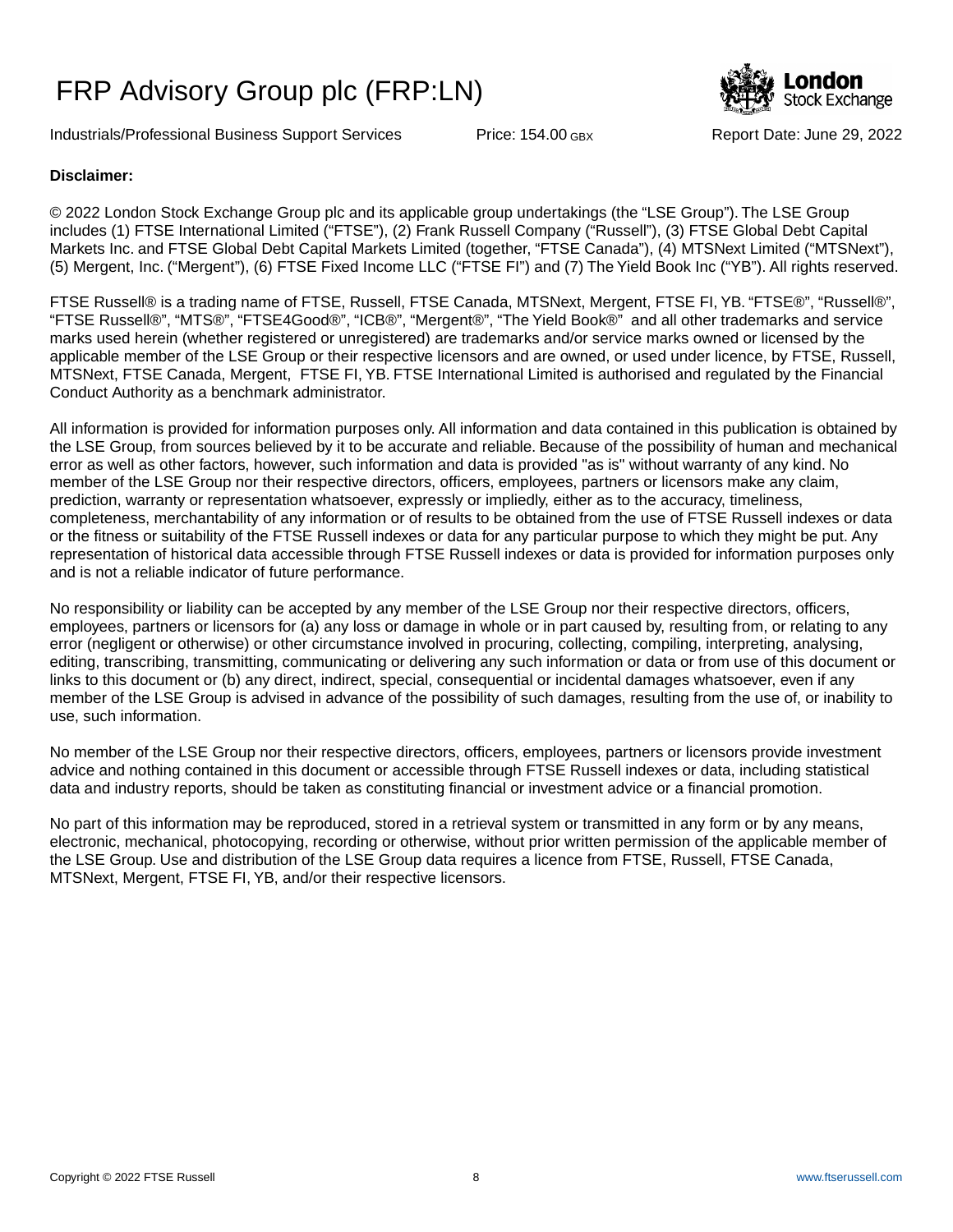**Disclaimer:**

© 2022 London Stock Exchange Group plc and its applicable group undertakings (the “LSE Group”). The LSE Group includes (1) FTSE International Limited (“FTSE”), (2) Frank Russell Company (“Russell”), (3) FTSE Global Debt Capital Markets Inc. and FTSE Global Debt Capital Markets Limited (together, “FTSE Canada”), (4) MTSNext Limited (“MTSNext”), (5) Mergent, Inc. (“Mergent”), (6) FTSE Fixed Income LLC (“FTSE FI”) and (7) The Yield Book Inc (“YB”). All rights reserved.

FTSE Russell® is a trading name of FTSE, Russell, FTSE Canada, MTSNext, Mergent, FTSE FI, YB. “FTSE®”, “Russell®”, “FTSE Russell®”, “MTS®”, “FTSE4Good®”, “ICB®”, “Mergent®”, “The Yield Book®” and all other trademarks and service marks used herein (whether registered or unregistered) are trademarks and/or service marks owned or licensed by the applicable member of the LSE Group or their respective licensors and are owned, or used under licence, by FTSE, Russell, MTSNext, FTSE Canada, Mergent, FTSE FI, YB. FTSE International Limited is authorised and regulated by the Financial Conduct Authority as a benchmark administrator.

All information is provided for information purposes only. All information and data contained in this publication is obtained by the LSE Group, from sources believed by it to be accurate and reliable. Because of the possibility of human and mechanical error as well as other factors, however, such information and data is provided "as is" without warranty of any kind. No member of the LSE Group nor their respective directors, officers, employees, partners or licensors make any claim, prediction, warranty or representation whatsoever, expressly or impliedly, either as to the accuracy, timeliness, completeness, merchantability of any information or of results to be obtained from the use of FTSE Russell indexes or data or the fitness or suitability of the FTSE Russell indexes or data for any particular purpose to which they might be put. Any representation of historical data accessible through FTSE Russell indexes or data is provided for information purposes only and is not a reliable indicator of future performance.

No responsibility or liability can be accepted by any member of the LSE Group nor their respective directors, officers, employees, partners or licensors for (a) any loss or damage in whole or in part caused by, resulting from, or relating to any error (negligent or otherwise) or other circumstance involved in procuring, collecting, compiling, interpreting, analysing, editing, transcribing, transmitting, communicating or delivering any such information or data or from use of this document or links to this document or (b) any direct, indirect, special, consequential or incidental damages whatsoever, even if any member of the LSE Group is advised in advance of the possibility of such damages, resulting from the use of, or inability to use, such information.

No member of the LSE Group nor their respective directors, officers, employees, partners or licensors provide investment advice and nothing contained in this document or accessible through FTSE Russell indexes or data, including statistical data and industry reports, should be taken as constituting financial or investment advice or a financial promotion.

No part of this information may be reproduced, stored in a retrieval system or transmitted in any form or by any means, electronic, mechanical, photocopying, recording or otherwise, without prior written permission of the applicable member of the LSE Group. Use and distribution of the LSE Group data requires a licence from FTSE, Russell, FTSE Canada, MTSNext, Mergent, FTSE FI, YB, and/or their respective licensors.